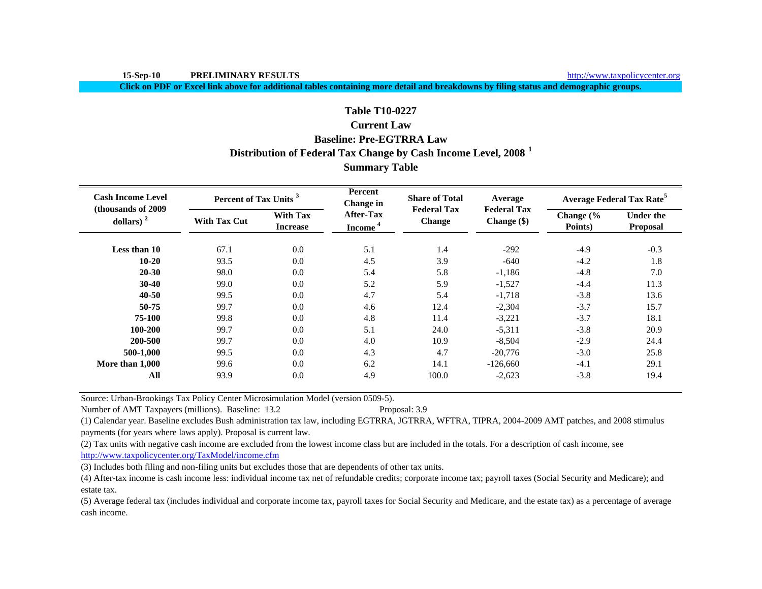15-Sep-10 **PRELIMINARY RESULTS** http://www.taxpolicycenter.org

**Click on PDF or Excel link above for additional tables containing more detail and breakdowns by filing status and demographic groups.**

## Table T10-0227
## Current Law
## Baseline: Pre-EGTRRA Law
## Distribution of Federal Tax Change by Cash Income Level, 2008 [1]
## Summary Table

| Cash Income Level (thousands of 2009 dollars) [2] | Percent of Tax Units [3] | | Percent Change in After-Tax Income [4] | Share of Total Federal Tax Change | Average Federal Tax Change ($) | Average Federal Tax Rate[5] | |
|---|---|---|---|---|---|---|---|
| | With Tax Cut | With Tax Increase | | | | Change (% Points) | Under the Proposal |
| Less than 10 | 67.1 | 0.0 | 5.1 | 1.4 | -292 | -4.9 | -0.3 |
| 10-20 | 93.5 | 0.0 | 4.5 | 3.9 | -640 | -4.2 | 1.8 |
| 20-30 | 98.0 | 0.0 | 5.4 | 5.8 | -1,186 | -4.8 | 7.0 |
| 30-40 | 99.0 | 0.0 | 5.2 | 5.9 | -1,527 | -4.4 | 11.3 |
| 40-50 | 99.5 | 0.0 | 4.7 | 5.4 | -1,718 | -3.8 | 13.6 |
| 50-75 | 99.7 | 0.0 | 4.6 | 12.4 | -2,304 | -3.7 | 15.7 |
| 75-100 | 99.8 | 0.0 | 4.8 | 11.4 | -3,221 | -3.7 | 18.1 |
| 100-200 | 99.7 | 0.0 | 5.1 | 24.0 | -5,311 | -3.8 | 20.9 |
| 200-500 | 99.7 | 0.0 | 4.0 | 10.9 | -8,504 | -2.9 | 24.4 |
| 500-1,000 | 99.5 | 0.0 | 4.3 | 4.7 | -20,776 | -3.0 | 25.8 |
| More than 1,000 | 99.6 | 0.0 | 6.2 | 14.1 | -126,660 | -4.1 | 29.1 |
| All | 93.9 | 0.0 | 4.9 | 100.0 | -2,623 | -3.8 | 19.4 |

Source: Urban-Brookings Tax Policy Center Microsimulation Model (version 0509-5).

Number of AMT Taxpayers (millions). Baseline: 13.2 Proposal: 3.9

(1) Calendar year. Baseline excludes Bush administration tax law, including EGTRRA, JGTRRA, WFTRA, TIPRA, 2004-2009 AMT patches, and 2008 stimulus payments (for years where laws apply). Proposal is current law.

(2) Tax units with negative cash income are excluded from the lowest income class but are included in the totals. For a description of cash income, see http://www.taxpolicycenter.org/TaxModel/income.cfm

(3) Includes both filing and non-filing units but excludes those that are dependents of other tax units.

(4) After-tax income is cash income less: individual income tax net of refundable credits; corporate income tax; payroll taxes (Social Security and Medicare); and estate tax.

(5) Average federal tax (includes individual and corporate income tax, payroll taxes for Social Security and Medicare, and the estate tax) as a percentage of average cash income.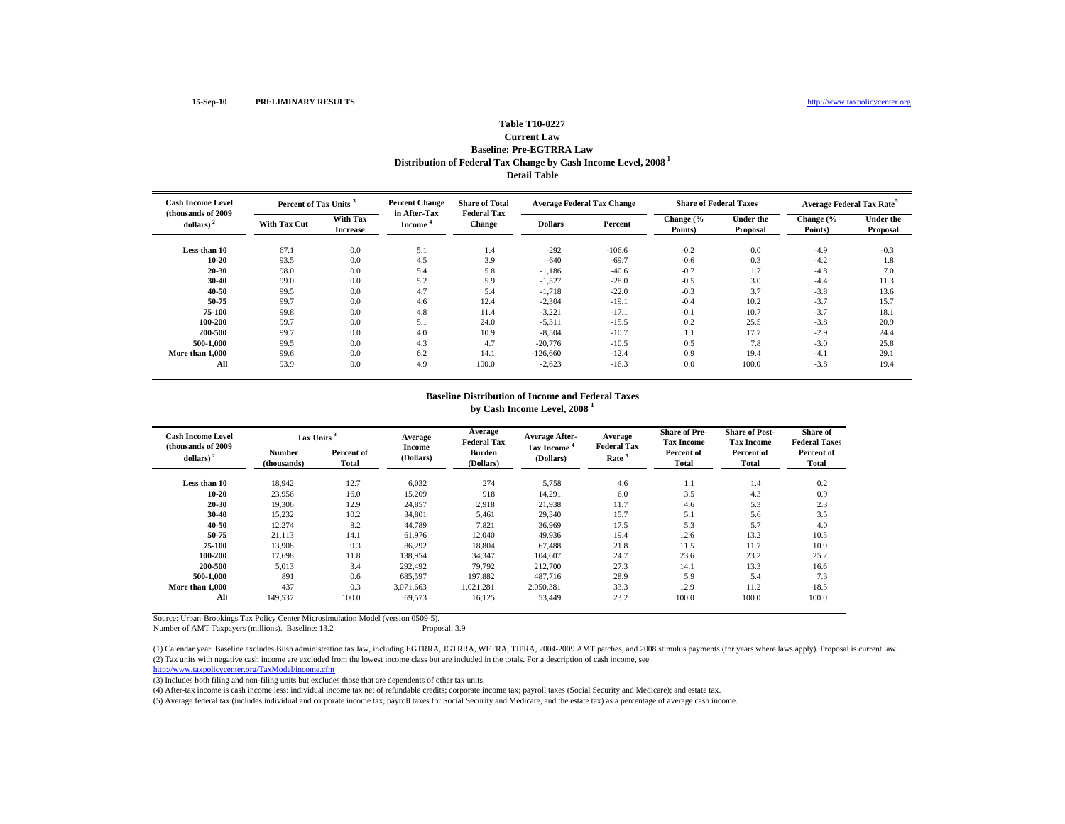15-Sep-10 PRELIMINARY RESULTS http://www.taxpolicycenter.org

## Table T10-0227
### Current Law
### Baseline: Pre-EGTRRA Law
### Distribution of Federal Tax Change by Cash Income Level, 2008 [1]
### Detail Table

| Cash Income Level (thousands of 2009 dollars) [2] | Percent of Tax Units [3] | | Percent Change in After-Tax Income [4] | Share of Total Federal Tax Change | Average Federal Tax Change | | Share of Federal Taxes | | Average Federal Tax Rate [5] | |
|---|---|---|---|---|---|---|---|---|---|---|
| | With Tax Cut | With Tax Increase | | | Dollars | Percent | Change (% Points) | Under the Proposal | Change (% Points) | Under the Proposal |
| Less than 10 | 67.1 | 0.0 | 5.1 | 1.4 | -292 | -106.6 | -0.2 | 0.0 | -4.9 | -0.3 |
| 10-20 | 93.5 | 0.0 | 4.5 | 3.9 | -640 | -69.7 | -0.6 | 0.3 | -4.2 | 1.8 |
| 20-30 | 98.0 | 0.0 | 5.4 | 5.8 | -1,186 | -40.6 | -0.7 | 1.7 | -4.8 | 7.0 |
| 30-40 | 99.0 | 0.0 | 5.2 | 5.9 | -1,527 | -28.0 | -0.5 | 3.0 | -4.4 | 11.3 |
| 40-50 | 99.5 | 0.0 | 4.7 | 5.4 | -1,718 | -22.0 | -0.3 | 3.7 | -3.8 | 13.6 |
| 50-75 | 99.7 | 0.0 | 4.6 | 12.4 | -2,304 | -19.1 | -0.4 | 10.2 | -3.7 | 15.7 |
| 75-100 | 99.8 | 0.0 | 4.8 | 11.4 | -3,221 | -17.1 | -0.1 | 10.7 | -3.7 | 18.1 |
| 100-200 | 99.7 | 0.0 | 5.1 | 24.0 | -5,311 | -15.5 | 0.2 | 25.5 | -3.8 | 20.9 |
| 200-500 | 99.7 | 0.0 | 4.0 | 10.9 | -8,504 | -10.7 | 1.1 | 17.7 | -2.9 | 24.4 |
| 500-1,000 | 99.5 | 0.0 | 4.3 | 4.7 | -20,776 | -10.5 | 0.5 | 7.8 | -3.0 | 25.8 |
| More than 1,000 | 99.6 | 0.0 | 6.2 | 14.1 | -126,660 | -12.4 | 0.9 | 19.4 | -4.1 | 29.1 |
| All | 93.9 | 0.0 | 4.9 | 100.0 | -2,623 | -16.3 | 0.0 | 100.0 | -3.8 | 19.4 |

### Baseline Distribution of Income and Federal Taxes by Cash Income Level, 2008 [1]

| Cash Income Level (thousands of 2009 dollars) [2] | Tax Units [3] | | Average Income (Dollars) | Average Federal Tax Burden (Dollars) | Average After-Tax Income [4] (Dollars) | Average Federal Tax Rate [5] | Share of Pre-Tax Income | Share of Post-Tax Income | Share of Federal Taxes |
|---|---|---|---|---|---|---|---|---|---|
| | Number (thousands) | Percent of Total | | | | | Percent of Total | Percent of Total | Percent of Total |
| Less than 10 | 18,942 | 12.7 | 6,032 | 274 | 5,758 | 4.6 | 1.1 | 1.4 | 0.2 |
| 10-20 | 23,956 | 16.0 | 15,209 | 918 | 14,291 | 6.0 | 3.5 | 4.3 | 0.9 |
| 20-30 | 19,306 | 12.9 | 24,857 | 2,918 | 21,938 | 11.7 | 4.6 | 5.3 | 2.3 |
| 30-40 | 15,232 | 10.2 | 34,801 | 5,461 | 29,340 | 15.7 | 5.1 | 5.6 | 3.5 |
| 40-50 | 12,274 | 8.2 | 44,789 | 7,821 | 36,969 | 17.5 | 5.3 | 5.7 | 4.0 |
| 50-75 | 21,113 | 14.1 | 61,976 | 12,040 | 49,936 | 19.4 | 12.6 | 13.2 | 10.5 |
| 75-100 | 13,908 | 9.3 | 86,292 | 18,804 | 67,488 | 21.8 | 11.5 | 11.7 | 10.9 |
| 100-200 | 17,698 | 11.8 | 138,954 | 34,347 | 104,607 | 24.7 | 23.6 | 23.2 | 25.2 |
| 200-500 | 5,013 | 3.4 | 292,492 | 79,792 | 212,700 | 27.3 | 14.1 | 13.3 | 16.6 |
| 500-1,000 | 891 | 0.6 | 685,597 | 197,882 | 487,716 | 28.9 | 5.9 | 5.4 | 7.3 |
| More than 1,000 | 437 | 0.3 | 3,071,663 | 1,021,281 | 2,050,381 | 33.3 | 12.9 | 11.2 | 18.5 |
| All | 149,537 | 100.0 | 69,573 | 16,125 | 53,449 | 23.2 | 100.0 | 100.0 | 100.0 |

Source: Urban-Brookings Tax Policy Center Microsimulation Model (version 0509-5).
Number of AMT Taxpayers (millions). Baseline: 13.2 Proposal: 3.9

(1) Calendar year. Baseline excludes Bush administration tax law, including EGTRRA, JGTRRA, WFTRA, TIPRA, 2004-2009 AMT patches, and 2008 stimulus payments (for years where laws apply). Proposal is current law.
(2) Tax units with negative cash income are excluded from the lowest income class but are included in the totals. For a description of cash income, see
http://www.taxpolicycenter.org/TaxModel/income.cfm
(3) Includes both filing and non-filing units but excludes those that are dependents of other tax units.
(4) After-tax income is cash income less: individual income tax net of refundable credits; corporate income tax; payroll taxes (Social Security and Medicare); and estate tax.
(5) Average federal tax (includes individual and corporate income tax, payroll taxes for Social Security and Medicare, and the estate tax) as a percentage of average cash income.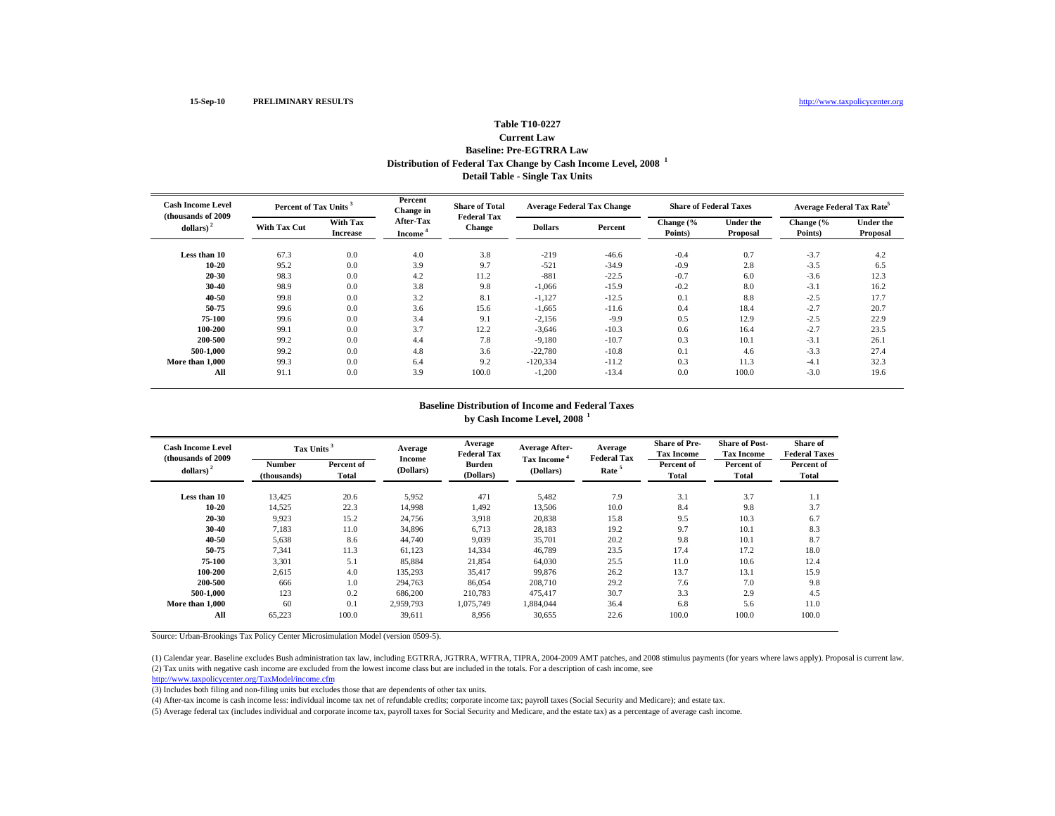15-Sep-10 **PRELIMINARY RESULTS** http://www.taxpolicycenter.org

### Table T10-0227
### Current Law
### Baseline: Pre-EGTRRA Law
### Distribution of Federal Tax Change by Cash Income Level, 2008 [1]
### Detail Table - Single Tax Units

| Cash Income Level (thousands of 2009 dollars) [2] | Percent of Tax Units [3] | | Percent Change in After-Tax Income [4] | Share of Total Federal Tax Change | Average Federal Tax Change | | Share of Federal Taxes | | Average Federal Tax Rate[5] | |
|---|---|---|---|---|---|---|---|---|---|---|
| | With Tax Cut | With Tax Increase | | | Dollars | Percent | Change (% Points) | Under the Proposal | Change (% Points) | Under the Proposal |
| **Less than 10** | 67.3 | 0.0 | 4.0 | 3.8 | -219 | -46.6 | -0.4 | 0.7 | -3.7 | 4.2 |
| **10-20** | 95.2 | 0.0 | 3.9 | 9.7 | -521 | -34.9 | -0.9 | 2.8 | -3.5 | 6.5 |
| **20-30** | 98.3 | 0.0 | 4.2 | 11.2 | -881 | -22.5 | -0.7 | 6.0 | -3.6 | 12.3 |
| **30-40** | 98.9 | 0.0 | 3.8 | 9.8 | -1,066 | -15.9 | -0.2 | 8.0 | -3.1 | 16.2 |
| **40-50** | 99.8 | 0.0 | 3.2 | 8.1 | -1,127 | -12.5 | 0.1 | 8.8 | -2.5 | 17.7 |
| **50-75** | 99.6 | 0.0 | 3.6 | 15.6 | -1,665 | -11.6 | 0.4 | 18.4 | -2.7 | 20.7 |
| **75-100** | 99.6 | 0.0 | 3.4 | 9.1 | -2,156 | -9.9 | 0.5 | 12.9 | -2.5 | 22.9 |
| **100-200** | 99.1 | 0.0 | 3.7 | 12.2 | -3,646 | -10.3 | 0.6 | 16.4 | -2.7 | 23.5 |
| **200-500** | 99.2 | 0.0 | 4.4 | 7.8 | -9,180 | -10.7 | 0.3 | 10.1 | -3.1 | 26.1 |
| **500-1,000** | 99.2 | 0.0 | 4.8 | 3.6 | -22,780 | -10.8 | 0.1 | 4.6 | -3.3 | 27.4 |
| **More than 1,000** | 99.3 | 0.0 | 6.4 | 9.2 | -120,334 | -11.2 | 0.3 | 11.3 | -4.1 | 32.3 |
| **All** | 91.1 | 0.0 | 3.9 | 100.0 | -1,200 | -13.4 | 0.0 | 100.0 | -3.0 | 19.6 |

### Baseline Distribution of Income and Federal Taxes
### by Cash Income Level, 2008 [1]

| Cash Income Level (thousands of 2009 dollars) [2] | Tax Units [3] | | Average Income (Dollars) | Average Federal Tax Burden (Dollars) | Average After-Tax Income [4] (Dollars) | Average Federal Tax Rate [5] | Share of Pre-Tax Income | Share of Post-Tax Income | Share of Federal Taxes |
|---|---|---|---|---|---|---|---|---|---|
| | Number (thousands) | Percent of Total | | | | | Percent of Total | Percent of Total | Percent of Total |
| **Less than 10** | 13,425 | 20.6 | 5,952 | 471 | 5,482 | 7.9 | 3.1 | 3.7 | 1.1 |
| **10-20** | 14,525 | 22.3 | 14,998 | 1,492 | 13,506 | 10.0 | 8.4 | 9.8 | 3.7 |
| **20-30** | 9,923 | 15.2 | 24,756 | 3,918 | 20,838 | 15.8 | 9.5 | 10.3 | 6.7 |
| **30-40** | 7,183 | 11.0 | 34,896 | 6,713 | 28,183 | 19.2 | 9.7 | 10.1 | 8.3 |
| **40-50** | 5,638 | 8.6 | 44,740 | 9,039 | 35,701 | 20.2 | 9.8 | 10.1 | 8.7 |
| **50-75** | 7,341 | 11.3 | 61,123 | 14,334 | 46,789 | 23.5 | 17.4 | 17.2 | 18.0 |
| **75-100** | 3,301 | 5.1 | 85,884 | 21,854 | 64,030 | 25.5 | 11.0 | 10.6 | 12.4 |
| **100-200** | 2,615 | 4.0 | 135,293 | 35,417 | 99,876 | 26.2 | 13.7 | 13.1 | 15.9 |
| **200-500** | 666 | 1.0 | 294,763 | 86,054 | 208,710 | 29.2 | 7.6 | 7.0 | 9.8 |
| **500-1,000** | 123 | 0.2 | 686,200 | 210,783 | 475,417 | 30.7 | 3.3 | 2.9 | 4.5 |
| **More than 1,000** | 60 | 0.1 | 2,959,793 | 1,075,749 | 1,884,044 | 36.4 | 6.8 | 5.6 | 11.0 |
| **All** | 65,223 | 100.0 | 39,611 | 8,956 | 30,655 | 22.6 | 100.0 | 100.0 | 100.0 |

Source: Urban-Brookings Tax Policy Center Microsimulation Model (version 0509-5).

(1) Calendar year. Baseline excludes Bush administration tax law, including EGTRRA, JGTRRA, WFTRA, TIPRA, 2004-2009 AMT patches, and 2008 stimulus payments (for years where laws apply). Proposal is current law.
(2) Tax units with negative cash income are excluded from the lowest income class but are included in the totals. For a description of cash income, see
http://www.taxpolicycenter.org/TaxModel/income.cfm
(3) Includes both filing and non-filing units but excludes those that are dependents of other tax units.
(4) After-tax income is cash income less: individual income tax net of refundable credits; corporate income tax; payroll taxes (Social Security and Medicare); and estate tax.
(5) Average federal tax (includes individual and corporate income tax, payroll taxes for Social Security and Medicare, and the estate tax) as a percentage of average cash income.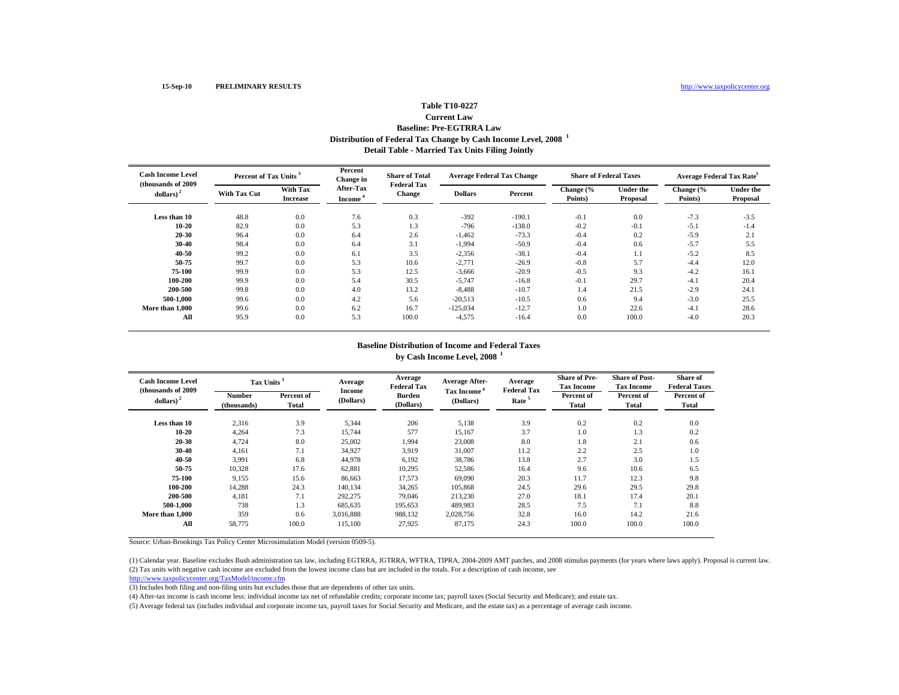15-Sep-10 **PRELIMINARY RESULTS** http://www.taxpolicycenter.org

## Table T10-0227
### Current Law
### Baseline: Pre-EGTRRA Law
### Distribution of Federal Tax Change by Cash Income Level, 2008 [1]
### Detail Table - Married Tax Units Filing Jointly

| Cash Income Level (thousands of 2009 dollars) [2] | Percent of Tax Units [3] | | Percent Change in After-Tax Income [4] | Share of Total Federal Tax Change | Average Federal Tax Change | | Share of Federal Taxes | | Average Federal Tax Rate[5] | |
|---|---|---|---|---|---|---|---|---|---|---|
| | With Tax Cut | With Tax Increase | | | Dollars | Percent | Change (% Points) | Under the Proposal | Change (% Points) | Under the Proposal |
| **Less than 10** | 48.8 | 0.0 | 7.6 | 0.3 | -392 | -190.1 | -0.1 | 0.0 | -7.3 | -3.5 |
| **10-20** | 82.9 | 0.0 | 5.3 | 1.3 | -796 | -138.0 | -0.2 | -0.1 | -5.1 | -1.4 |
| **20-30** | 96.4 | 0.0 | 6.4 | 2.6 | -1,462 | -73.3 | -0.4 | 0.2 | -5.9 | 2.1 |
| **30-40** | 98.4 | 0.0 | 6.4 | 3.1 | -1,994 | -50.9 | -0.4 | 0.6 | -5.7 | 5.5 |
| **40-50** | 99.2 | 0.0 | 6.1 | 3.5 | -2,356 | -38.1 | -0.4 | 1.1 | -5.2 | 8.5 |
| **50-75** | 99.7 | 0.0 | 5.3 | 10.6 | -2,771 | -26.9 | -0.8 | 5.7 | -4.4 | 12.0 |
| **75-100** | 99.9 | 0.0 | 5.3 | 12.5 | -3,666 | -20.9 | -0.5 | 9.3 | -4.2 | 16.1 |
| **100-200** | 99.9 | 0.0 | 5.4 | 30.5 | -5,747 | -16.8 | -0.1 | 29.7 | -4.1 | 20.4 |
| **200-500** | 99.8 | 0.0 | 4.0 | 13.2 | -8,488 | -10.7 | 1.4 | 21.5 | -2.9 | 24.1 |
| **500-1,000** | 99.6 | 0.0 | 4.2 | 5.6 | -20,513 | -10.5 | 0.6 | 9.4 | -3.0 | 25.5 |
| **More than 1,000** | 99.6 | 0.0 | 6.2 | 16.7 | -125,034 | -12.7 | 1.0 | 22.6 | -4.1 | 28.6 |
| **All** | 95.9 | 0.0 | 5.3 | 100.0 | -4,575 | -16.4 | 0.0 | 100.0 | -4.0 | 20.3 |

### Baseline Distribution of Income and Federal Taxes by Cash Income Level, 2008 [1]

| Cash Income Level (thousands of 2009 dollars) [2] | Tax Units [3] | | Average Income (Dollars) | Average Federal Tax Burden (Dollars) | Average After-Tax Income [4] (Dollars) | Average Federal Tax Rate [5] | Share of Pre-Tax Income | Share of Post-Tax Income | Share of Federal Taxes |
|---|---|---|---|---|---|---|---|---|---|
| | Number (thousands) | Percent of Total | | | | | Percent of Total | Percent of Total | Percent of Total |
| **Less than 10** | 2,316 | 3.9 | 5,344 | 206 | 5,138 | 3.9 | 0.2 | 0.2 | 0.0 |
| **10-20** | 4,264 | 7.3 | 15,744 | 577 | 15,167 | 3.7 | 1.0 | 1.3 | 0.2 |
| **20-30** | 4,724 | 8.0 | 25,002 | 1,994 | 23,008 | 8.0 | 1.8 | 2.1 | 0.6 |
| **30-40** | 4,161 | 7.1 | 34,927 | 3,919 | 31,007 | 11.2 | 2.2 | 2.5 | 1.0 |
| **40-50** | 3,991 | 6.8 | 44,978 | 6,192 | 38,786 | 13.8 | 2.7 | 3.0 | 1.5 |
| **50-75** | 10,328 | 17.6 | 62,881 | 10,295 | 52,586 | 16.4 | 9.6 | 10.6 | 6.5 |
| **75-100** | 9,155 | 15.6 | 86,663 | 17,573 | 69,090 | 20.3 | 11.7 | 12.3 | 9.8 |
| **100-200** | 14,288 | 24.3 | 140,134 | 34,265 | 105,868 | 24.5 | 29.6 | 29.5 | 29.8 |
| **200-500** | 4,181 | 7.1 | 292,275 | 79,046 | 213,230 | 27.0 | 18.1 | 17.4 | 20.1 |
| **500-1,000** | 738 | 1.3 | 685,635 | 195,653 | 489,983 | 28.5 | 7.5 | 7.1 | 8.8 |
| **More than 1,000** | 359 | 0.6 | 3,016,888 | 988,132 | 2,028,756 | 32.8 | 16.0 | 14.2 | 21.6 |
| **All** | 58,775 | 100.0 | 115,100 | 27,925 | 87,175 | 24.3 | 100.0 | 100.0 | 100.0 |

Source: Urban-Brookings Tax Policy Center Microsimulation Model (version 0509-5).

(1) Calendar year. Baseline excludes Bush administration tax law, including EGTRRA, JGTRRA, WFTRA, TIPRA, 2004-2009 AMT patches, and 2008 stimulus payments (for years where laws apply). Proposal is current law.
(2) Tax units with negative cash income are excluded from the lowest income class but are included in the totals. For a description of cash income, see
http://www.taxpolicycenter.org/TaxModel/income.cfm
(3) Includes both filing and non-filing units but excludes those that are dependents of other tax units.
(4) After-tax income is cash income less: individual income tax net of refundable credits; corporate income tax; payroll taxes (Social Security and Medicare); and estate tax.
(5) Average federal tax (includes individual and corporate income tax, payroll taxes for Social Security and Medicare, and the estate tax) as a percentage of average cash income.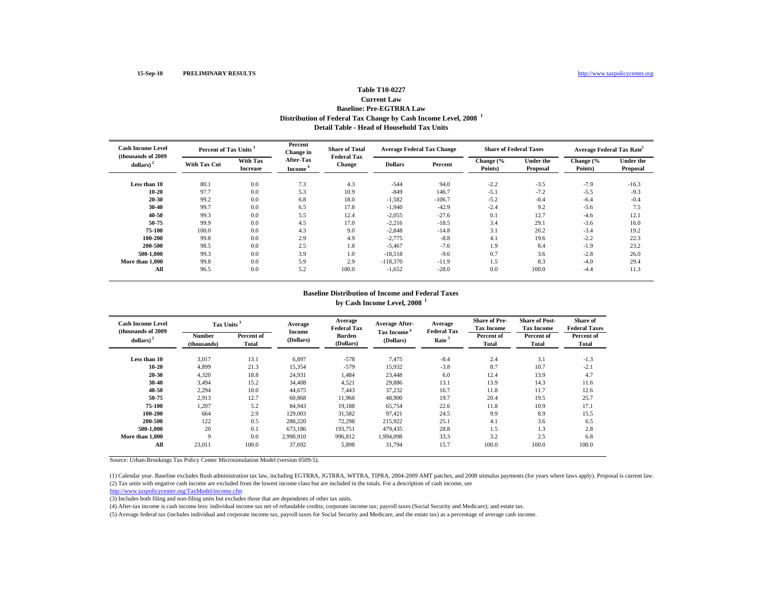15-Sep-10 **PRELIMINARY RESULTS** http://www.taxpolicycenter.org

### Table T10-0227
### Current Law
### Baseline: Pre-EGTRRA Law
### Distribution of Federal Tax Change by Cash Income Level, 2008 [1]
### Detail Table - Head of Household Tax Units

| Cash Income Level (thousands of 2009 dollars) [2] | Percent of Tax Units [3] | | Percent Change in After-Tax Income [4] | Share of Total Federal Tax Change | Average Federal Tax Change | | Share of Federal Taxes | | Average Federal Tax Rate [5] | |
|---|---|---|---|---|---|---|---|---|---|---|
| | With Tax Cut | With Tax Increase | | | Dollars | Percent | Change (% Points) | Under the Proposal | Change (% Points) | Under the Proposal |
| Less than 10 | 80.1 | 0.0 | 7.3 | 4.3 | -544 | 94.0 | -2.2 | -3.5 | -7.9 | -16.3 |
| 10-20 | 97.7 | 0.0 | 5.3 | 10.9 | -849 | 146.7 | -5.1 | -7.2 | -5.5 | -9.3 |
| 20-30 | 99.2 | 0.0 | 6.8 | 18.0 | -1,582 | -106.7 | -5.2 | -0.4 | -6.4 | -0.4 |
| 30-40 | 99.7 | 0.0 | 6.5 | 17.8 | -1,940 | -42.9 | -2.4 | 9.2 | -5.6 | 7.5 |
| 40-50 | 99.3 | 0.0 | 5.5 | 12.4 | -2,055 | -27.6 | 0.1 | 12.7 | -4.6 | 12.1 |
| 50-75 | 99.9 | 0.0 | 4.5 | 17.0 | -2,216 | -18.5 | 3.4 | 29.1 | -3.6 | 16.0 |
| 75-100 | 100.0 | 0.0 | 4.3 | 9.0 | -2,848 | -14.8 | 3.1 | 20.2 | -3.4 | 19.2 |
| 100-200 | 99.8 | 0.0 | 2.9 | 4.9 | -2,775 | -8.8 | 4.1 | 19.6 | -2.2 | 22.3 |
| 200-500 | 98.5 | 0.0 | 2.5 | 1.8 | -5,467 | -7.6 | 1.9 | 8.4 | -1.9 | 23.2 |
| 500-1,000 | 99.3 | 0.0 | 3.9 | 1.0 | -18,518 | -9.6 | 0.7 | 3.6 | -2.8 | 26.0 |
| More than 1,000 | 99.8 | 0.0 | 5.9 | 2.9 | -118,370 | -11.9 | 1.5 | 8.3 | -4.0 | 29.4 |
| All | 96.5 | 0.0 | 5.2 | 100.0 | -1,652 | -28.0 | 0.0 | 100.0 | -4.4 | 11.3 |

### Baseline Distribution of Income and Federal Taxes by Cash Income Level, 2008 [1]

| Cash Income Level (thousands of 2009 dollars) [2] | Tax Units [3] | | Average Income (Dollars) | Average Federal Tax Burden (Dollars) | Average After-Tax Income [4] (Dollars) | Average Federal Tax Rate [5] | Share of Pre-Tax Income | Share of Post-Tax Income | Share of Federal Taxes |
|---|---|---|---|---|---|---|---|---|---|
| | Number (thousands) | Percent of Total | | | | | Percent of Total | Percent of Total | Percent of Total |
| Less than 10 | 3,017 | 13.1 | 6,897 | -578 | 7,475 | -8.4 | 2.4 | 3.1 | -1.3 |
| 10-20 | 4,899 | 21.3 | 15,354 | -579 | 15,932 | -3.8 | 8.7 | 10.7 | -2.1 |
| 20-30 | 4,320 | 18.8 | 24,931 | 1,484 | 23,448 | 6.0 | 12.4 | 13.9 | 4.7 |
| 30-40 | 3,494 | 15.2 | 34,408 | 4,521 | 29,886 | 13.1 | 13.9 | 14.3 | 11.6 |
| 40-50 | 2,294 | 10.0 | 44,675 | 7,443 | 37,232 | 16.7 | 11.8 | 11.7 | 12.6 |
| 50-75 | 2,913 | 12.7 | 60,868 | 11,968 | 48,900 | 19.7 | 20.4 | 19.5 | 25.7 |
| 75-100 | 1,207 | 5.2 | 84,943 | 19,188 | 65,754 | 22.6 | 11.8 | 10.9 | 17.1 |
| 100-200 | 664 | 2.9 | 129,003 | 31,582 | 97,421 | 24.5 | 9.9 | 8.9 | 15.5 |
| 200-500 | 122 | 0.5 | 288,220 | 72,298 | 215,922 | 25.1 | 4.1 | 3.6 | 6.5 |
| 500-1,000 | 20 | 0.1 | 673,186 | 193,751 | 479,435 | 28.8 | 1.5 | 1.3 | 2.8 |
| More than 1,000 | 9 | 0.0 | 2,990,910 | 996,812 | 1,994,098 | 33.3 | 3.2 | 2.5 | 6.8 |
| All | 23,011 | 100.0 | 37,692 | 5,898 | 31,794 | 15.7 | 100.0 | 100.0 | 100.0 |

Source: Urban-Brookings Tax Policy Center Microsimulation Model (version 0509-5).

(1) Calendar year. Baseline excludes Bush administration tax law, including EGTRRA, JGTRRA, WFTRA, TIPRA, 2004-2009 AMT patches, and 2008 stimulus payments (for years where laws apply). Proposal is current law.
(2) Tax units with negative cash income are excluded from the lowest income class but are included in the totals. For a description of cash income, see
http://www.taxpolicycenter.org/TaxModel/income.cfm
(3) Includes both filing and non-filing units but excludes those that are dependents of other tax units.
(4) After-tax income is cash income less: individual income tax net of refundable credits; corporate income tax; payroll taxes (Social Security and Medicare); and estate tax.
(5) Average federal tax (includes individual and corporate income tax, payroll taxes for Social Security and Medicare, and the estate tax) as a percentage of average cash income.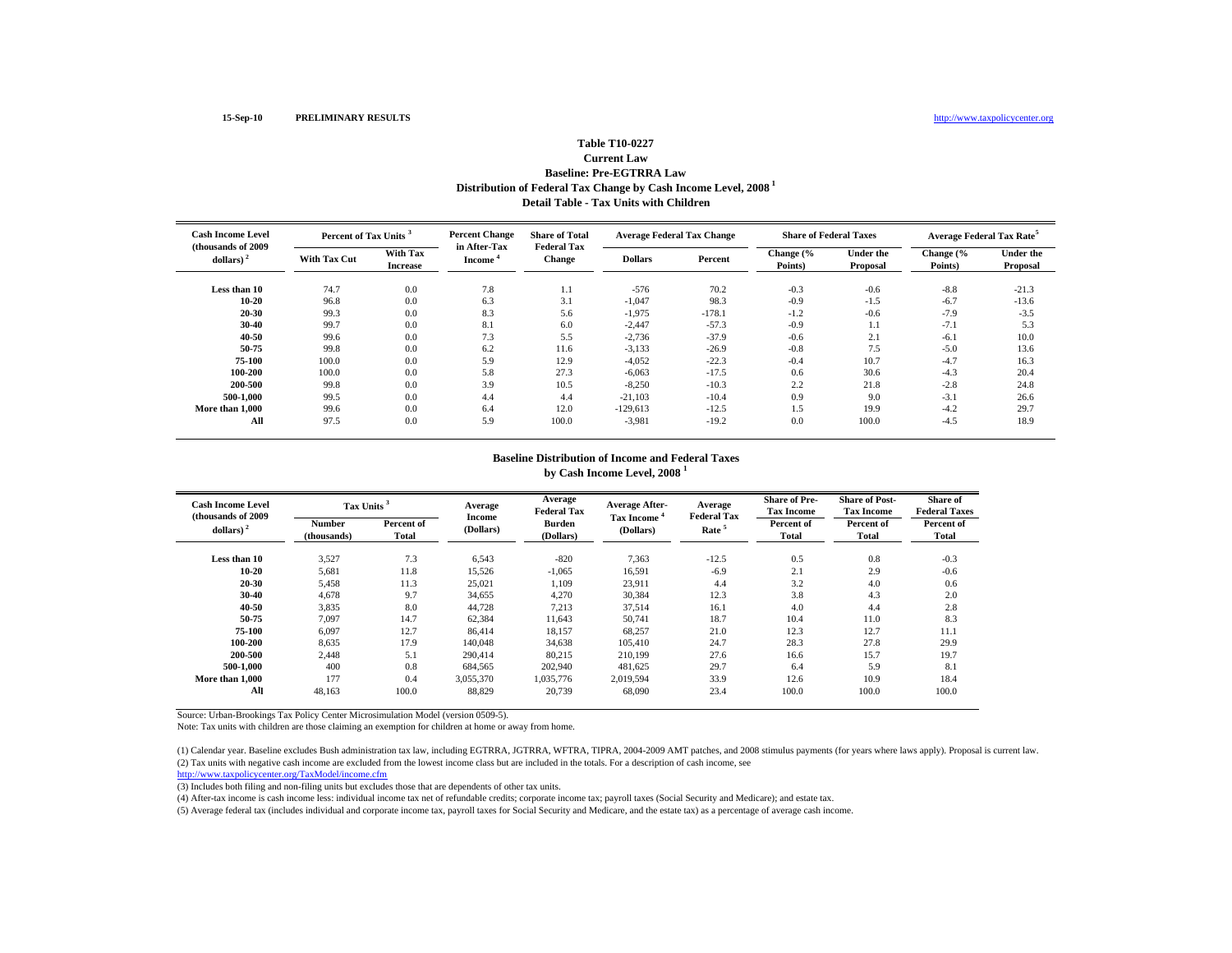15-Sep-10 PRELIMINARY RESULTS http://www.taxpolicycenter.org

# Table T10-0227
## Current Law
## Baseline: Pre-EGTRRA Law
## Distribution of Federal Tax Change by Cash Income Level, 2008 [1]
## Detail Table - Tax Units with Children

| Cash Income Level (thousands of 2009 dollars) [2] | Percent of Tax Units [3] | | Percent Change in After-Tax Income [4] | Share of Total Federal Tax Change | Average Federal Tax Change | | Share of Federal Taxes | | Average Federal Tax Rate[5] | |
|---|---|---|---|---|---|---|---|---|---|---|
| | With Tax Cut | With Tax Increase | | | Dollars | Percent | Change (% Points) | Under the Proposal | Change (% Points) | Under the Proposal |
| Less than 10 | 74.7 | 0.0 | 7.8 | 1.1 | -576 | 70.2 | -0.3 | -0.6 | -8.8 | -21.3 |
| 10-20 | 96.8 | 0.0 | 6.3 | 3.1 | -1,047 | 98.3 | -0.9 | -1.5 | -6.7 | -13.6 |
| 20-30 | 99.3 | 0.0 | 8.3 | 5.6 | -1,975 | -178.1 | -1.2 | -0.6 | -7.9 | -3.5 |
| 30-40 | 99.7 | 0.0 | 8.1 | 6.0 | -2,447 | -57.3 | -0.9 | 1.1 | -7.1 | 5.3 |
| 40-50 | 99.6 | 0.0 | 7.3 | 5.5 | -2,736 | -37.9 | -0.6 | 2.1 | -6.1 | 10.0 |
| 50-75 | 99.8 | 0.0 | 6.2 | 11.6 | -3,133 | -26.9 | -0.8 | 7.5 | -5.0 | 13.6 |
| 75-100 | 100.0 | 0.0 | 5.9 | 12.9 | -4,052 | -22.3 | -0.4 | 10.7 | -4.7 | 16.3 |
| 100-200 | 100.0 | 0.0 | 5.8 | 27.3 | -6,063 | -17.5 | 0.6 | 30.6 | -4.3 | 20.4 |
| 200-500 | 99.8 | 0.0 | 3.9 | 10.5 | -8,250 | -10.3 | 2.2 | 21.8 | -2.8 | 24.8 |
| 500-1,000 | 99.5 | 0.0 | 4.4 | 4.4 | -21,103 | -10.4 | 0.9 | 9.0 | -3.1 | 26.6 |
| More than 1,000 | 99.6 | 0.0 | 6.4 | 12.0 | -129,613 | -12.5 | 1.5 | 19.9 | -4.2 | 29.7 |
| All | 97.5 | 0.0 | 5.9 | 100.0 | -3,981 | -19.2 | 0.0 | 100.0 | -4.5 | 18.9 |

## Baseline Distribution of Income and Federal Taxes by Cash Income Level, 2008 [1]

| Cash Income Level (thousands of 2009 dollars) [2] | Tax Units [3] | | Average Income (Dollars) | Average Federal Tax Burden (Dollars) | Average After-Tax Income [4] (Dollars) | Average Federal Tax Rate [5] | Share of Pre-Tax Income | Share of Post-Tax Income | Share of Federal Taxes |
|---|---|---|---|---|---|---|---|---|---|
| | Number (thousands) | Percent of Total | | | | | Percent of Total | Percent of Total | Percent of Total |
| Less than 10 | 3,527 | 7.3 | 6,543 | -820 | 7,363 | -12.5 | 0.5 | 0.8 | -0.3 |
| 10-20 | 5,681 | 11.8 | 15,526 | -1,065 | 16,591 | -6.9 | 2.1 | 2.9 | -0.6 |
| 20-30 | 5,458 | 11.3 | 25,021 | 1,109 | 23,911 | 4.4 | 3.2 | 4.0 | 0.6 |
| 30-40 | 4,678 | 9.7 | 34,655 | 4,270 | 30,384 | 12.3 | 3.8 | 4.3 | 2.0 |
| 40-50 | 3,835 | 8.0 | 44,728 | 7,213 | 37,514 | 16.1 | 4.0 | 4.4 | 2.8 |
| 50-75 | 7,097 | 14.7 | 62,384 | 11,643 | 50,741 | 18.7 | 10.4 | 11.0 | 8.3 |
| 75-100 | 6,097 | 12.7 | 86,414 | 18,157 | 68,257 | 21.0 | 12.3 | 12.7 | 11.1 |
| 100-200 | 8,635 | 17.9 | 140,048 | 34,638 | 105,410 | 24.7 | 28.3 | 27.8 | 29.9 |
| 200-500 | 2,448 | 5.1 | 290,414 | 80,215 | 210,199 | 27.6 | 16.6 | 15.7 | 19.7 |
| 500-1,000 | 400 | 0.8 | 684,565 | 202,940 | 481,625 | 29.7 | 6.4 | 5.9 | 8.1 |
| More than 1,000 | 177 | 0.4 | 3,055,370 | 1,035,776 | 2,019,594 | 33.9 | 12.6 | 10.9 | 18.4 |
| All | 48,163 | 100.0 | 88,829 | 20,739 | 68,090 | 23.4 | 100.0 | 100.0 | 100.0 |

Source: Urban-Brookings Tax Policy Center Microsimulation Model (version 0509-5).

Note: Tax units with children are those claiming an exemption for children at home or away from home.

(1) Calendar year. Baseline excludes Bush administration tax law, including EGTRRA, JGTRRA, WFTRA, TIPRA, 2004-2009 AMT patches, and 2008 stimulus payments (for years where laws apply). Proposal is current law.
(2) Tax units with negative cash income are excluded from the lowest income class but are included in the totals. For a description of cash income, see
http://www.taxpolicycenter.org/TaxModel/income.cfm

(3) Includes both filing and non-filing units but excludes those that are dependents of other tax units.

(4) After-tax income is cash income less: individual income tax net of refundable credits; corporate income tax; payroll taxes (Social Security and Medicare); and estate tax.

(5) Average federal tax (includes individual and corporate income tax, payroll taxes for Social Security and Medicare, and the estate tax) as a percentage of average cash income.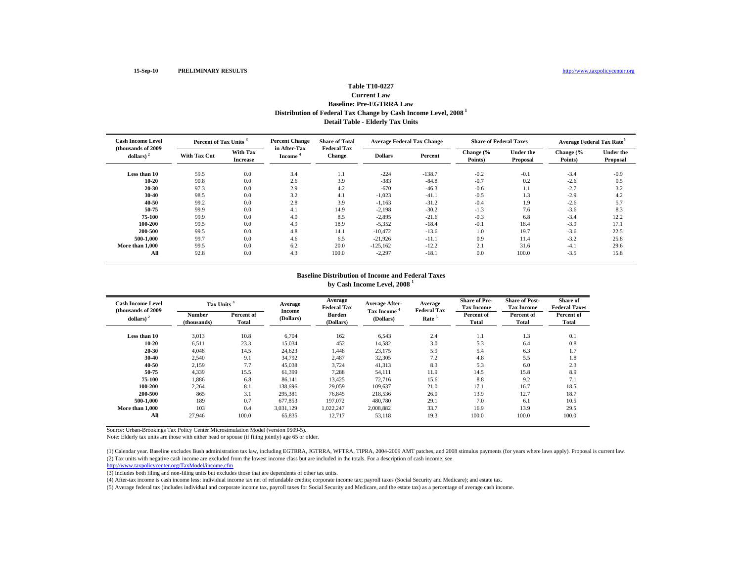15-Sep-10 **PRELIMINARY RESULTS** http://www.taxpolicycenter.org

## Table T10-0227
### Current Law
### Baseline: Pre-EGTRRA Law
### Distribution of Federal Tax Change by Cash Income Level, 2008 [1]
### Detail Table - Elderly Tax Units

| Cash Income Level (thousands of 2009 dollars) [2] | Percent of Tax Units [3] | | Percent Change in After-Tax Income [4] | Share of Total Federal Tax Change | Average Federal Tax Change | | Share of Federal Taxes | | Average Federal Tax Rate [5] | |
|---|---|---|---|---|---|---|---|---|---|---|
| | With Tax Cut | With Tax Increase | | | Dollars | Percent | Change (% Points) | Under the Proposal | Change (% Points) | Under the Proposal |
| Less than 10 | 59.5 | 0.0 | 3.4 | 1.1 | -224 | -138.7 | -0.2 | -0.1 | -3.4 | -0.9 |
| 10-20 | 90.8 | 0.0 | 2.6 | 3.9 | -383 | -84.8 | -0.7 | 0.2 | -2.6 | 0.5 |
| 20-30 | 97.3 | 0.0 | 2.9 | 4.2 | -670 | -46.3 | -0.6 | 1.1 | -2.7 | 3.2 |
| 30-40 | 98.5 | 0.0 | 3.2 | 4.1 | -1,023 | -41.1 | -0.5 | 1.3 | -2.9 | 4.2 |
| 40-50 | 99.2 | 0.0 | 2.8 | 3.9 | -1,163 | -31.2 | -0.4 | 1.9 | -2.6 | 5.7 |
| 50-75 | 99.9 | 0.0 | 4.1 | 14.9 | -2,198 | -30.2 | -1.3 | 7.6 | -3.6 | 8.3 |
| 75-100 | 99.9 | 0.0 | 4.0 | 8.5 | -2,895 | -21.6 | -0.3 | 6.8 | -3.4 | 12.2 |
| 100-200 | 99.5 | 0.0 | 4.9 | 18.9 | -5,352 | -18.4 | -0.1 | 18.4 | -3.9 | 17.1 |
| 200-500 | 99.5 | 0.0 | 4.8 | 14.1 | -10,472 | -13.6 | 1.0 | 19.7 | -3.6 | 22.5 |
| 500-1,000 | 99.7 | 0.0 | 4.6 | 6.5 | -21,926 | -11.1 | 0.9 | 11.4 | -3.2 | 25.8 |
| More than 1,000 | 99.5 | 0.0 | 6.2 | 20.0 | -125,162 | -12.2 | 2.1 | 31.6 | -4.1 | 29.6 |
| All | 92.8 | 0.0 | 4.3 | 100.0 | -2,297 | -18.1 | 0.0 | 100.0 | -3.5 | 15.8 |

### Baseline Distribution of Income and Federal Taxes by Cash Income Level, 2008 [1]

| Cash Income Level (thousands of 2009 dollars) [2] | Tax Units [3] | | Average Income (Dollars) | Average Federal Tax Burden (Dollars) | Average After-Tax Income [4] (Dollars) | Average Federal Tax Rate [5] | Share of Pre-Tax Income | Share of Post-Tax Income | Share of Federal Taxes |
|---|---|---|---|---|---|---|---|---|---|
| | Number (thousands) | Percent of Total | | | | | Percent of Total | Percent of Total | Percent of Total |
| Less than 10 | 3,013 | 10.8 | 6,704 | 162 | 6,543 | 2.4 | 1.1 | 1.3 | 0.1 |
| 10-20 | 6,511 | 23.3 | 15,034 | 452 | 14,582 | 3.0 | 5.3 | 6.4 | 0.8 |
| 20-30 | 4,048 | 14.5 | 24,623 | 1,448 | 23,175 | 5.9 | 5.4 | 6.3 | 1.7 |
| 30-40 | 2,540 | 9.1 | 34,792 | 2,487 | 32,305 | 7.2 | 4.8 | 5.5 | 1.8 |
| 40-50 | 2,159 | 7.7 | 45,038 | 3,724 | 41,313 | 8.3 | 5.3 | 6.0 | 2.3 |
| 50-75 | 4,339 | 15.5 | 61,399 | 7,288 | 54,111 | 11.9 | 14.5 | 15.8 | 8.9 |
| 75-100 | 1,886 | 6.8 | 86,141 | 13,425 | 72,716 | 15.6 | 8.8 | 9.2 | 7.1 |
| 100-200 | 2,264 | 8.1 | 138,696 | 29,059 | 109,637 | 21.0 | 17.1 | 16.7 | 18.5 |
| 200-500 | 865 | 3.1 | 295,381 | 76,845 | 218,536 | 26.0 | 13.9 | 12.7 | 18.7 |
| 500-1,000 | 189 | 0.7 | 677,853 | 197,072 | 480,780 | 29.1 | 7.0 | 6.1 | 10.5 |
| More than 1,000 | 103 | 0.4 | 3,031,129 | 1,022,247 | 2,008,882 | 33.7 | 16.9 | 13.9 | 29.5 |
| All | 27,946 | 100.0 | 65,835 | 12,717 | 53,118 | 19.3 | 100.0 | 100.0 | 100.0 |

Source: Urban-Brookings Tax Policy Center Microsimulation Model (version 0509-5).

Note: Elderly tax units are those with either head or spouse (if filing jointly) age 65 or older.

(1) Calendar year. Baseline excludes Bush administration tax law, including EGTRRA, JGTRRA, WFTRA, TIPRA, 2004-2009 AMT patches, and 2008 stimulus payments (for years where laws apply). Proposal is current law.

(2) Tax units with negative cash income are excluded from the lowest income class but are included in the totals. For a description of cash income, see http://www.taxpolicycenter.org/TaxModel/income.cfm

(3) Includes both filing and non-filing units but excludes those that are dependents of other tax units.

(4) After-tax income is cash income less: individual income tax net of refundable credits; corporate income tax; payroll taxes (Social Security and Medicare); and estate tax.

(5) Average federal tax (includes individual and corporate income tax, payroll taxes for Social Security and Medicare, and the estate tax) as a percentage of average cash income.